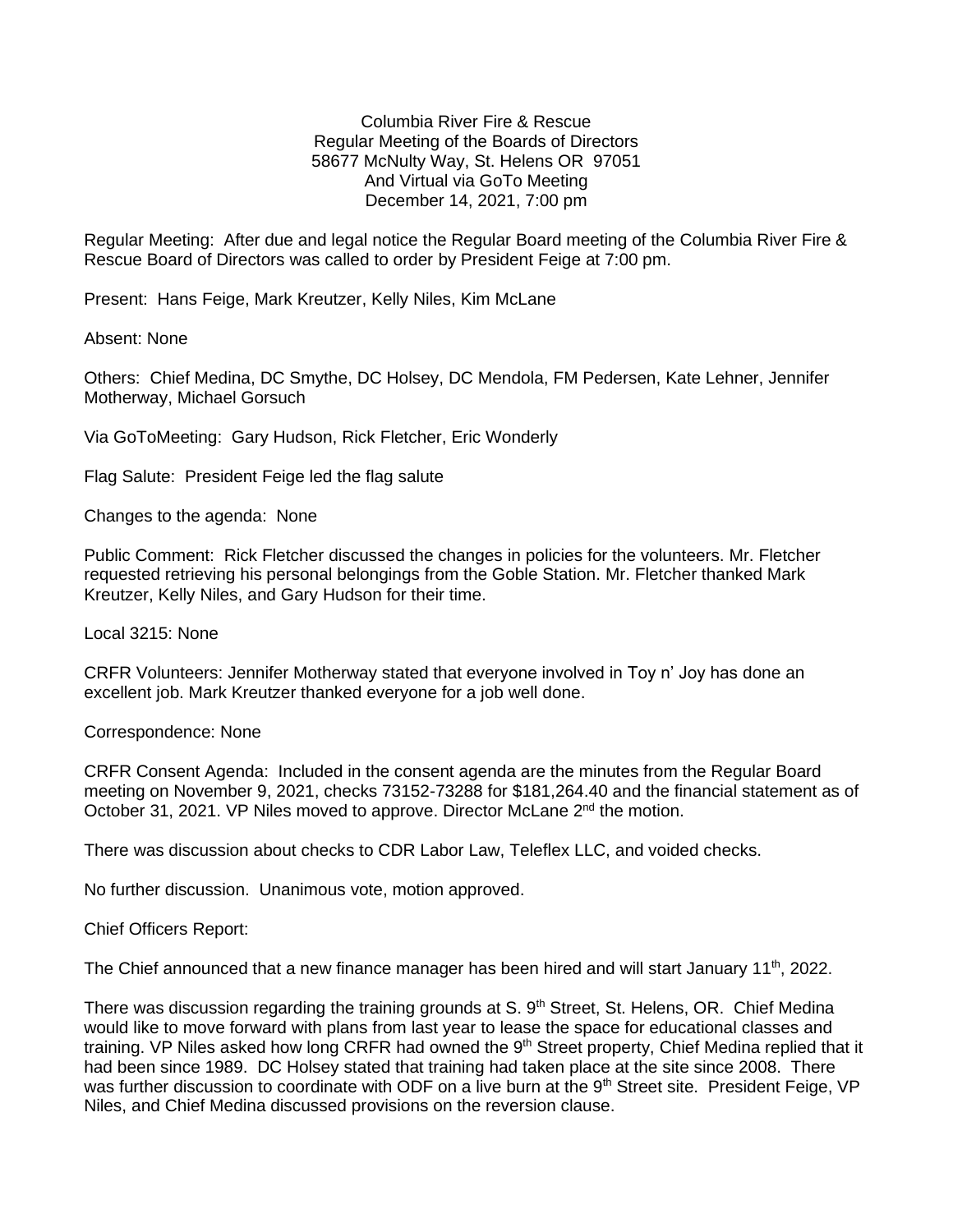Columbia River Fire & Rescue
Regular Meeting of the Boards of Directors
58677 McNulty Way, St. Helens OR 97051
And Virtual via GoTo Meeting
December 14, 2021, 7:00 pm

Regular Meeting: After due and legal notice the Regular Board meeting of the Columbia River Fire & Rescue Board of Directors was called to order by President Feige at 7:00 pm.

Present: Hans Feige, Mark Kreutzer, Kelly Niles, Kim McLane

Absent: None

Others: Chief Medina, DC Smythe, DC Holsey, DC Mendola, FM Pedersen, Kate Lehner, Jennifer Motherway, Michael Gorsuch

Via GoToMeeting: Gary Hudson, Rick Fletcher, Eric Wonderly

Flag Salute: President Feige led the flag salute

Changes to the agenda: None

Public Comment: Rick Fletcher discussed the changes in policies for the volunteers. Mr. Fletcher requested retrieving his personal belongings from the Goble Station. Mr. Fletcher thanked Mark Kreutzer, Kelly Niles, and Gary Hudson for their time.

Local 3215: None

CRFR Volunteers: Jennifer Motherway stated that everyone involved in Toy n' Joy has done an excellent job. Mark Kreutzer thanked everyone for a job well done.

Correspondence: None

CRFR Consent Agenda: Included in the consent agenda are the minutes from the Regular Board meeting on November 9, 2021, checks 73152-73288 for $181,264.40 and the financial statement as of October 31, 2021. VP Niles moved to approve. Director McLane 2nd the motion.

There was discussion about checks to CDR Labor Law, Teleflex LLC, and voided checks.

No further discussion. Unanimous vote, motion approved.

Chief Officers Report:

The Chief announced that a new finance manager has been hired and will start January 11th, 2022.

There was discussion regarding the training grounds at S. 9th Street, St. Helens, OR. Chief Medina would like to move forward with plans from last year to lease the space for educational classes and training. VP Niles asked how long CRFR had owned the 9th Street property, Chief Medina replied that it had been since 1989. DC Holsey stated that training had taken place at the site since 2008. There was further discussion to coordinate with ODF on a live burn at the 9th Street site. President Feige, VP Niles, and Chief Medina discussed provisions on the reversion clause.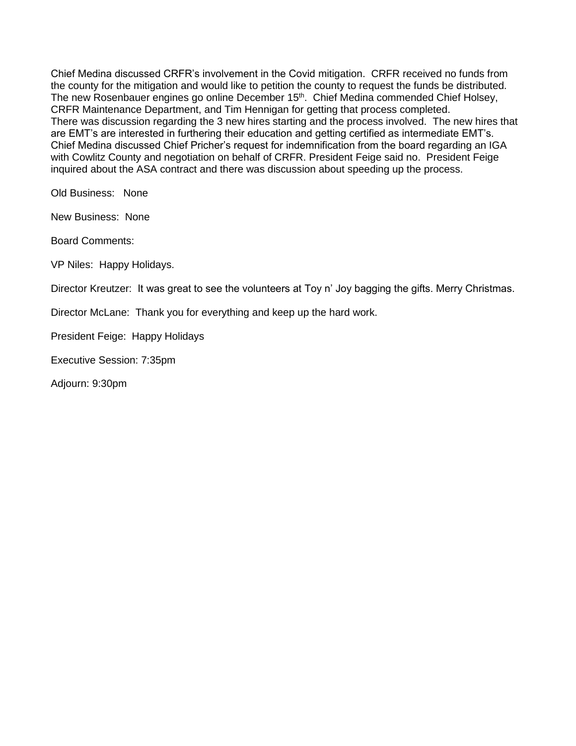Chief Medina discussed CRFR's involvement in the Covid mitigation. CRFR received no funds from the county for the mitigation and would like to petition the county to request the funds be distributed. The new Rosenbauer engines go online December 15th. Chief Medina commended Chief Holsey, CRFR Maintenance Department, and Tim Hennigan for getting that process completed.
There was discussion regarding the 3 new hires starting and the process involved. The new hires that are EMT's are interested in furthering their education and getting certified as intermediate EMT's. Chief Medina discussed Chief Pricher's request for indemnification from the board regarding an IGA with Cowlitz County and negotiation on behalf of CRFR. President Feige said no. President Feige inquired about the ASA contract and there was discussion about speeding up the process.

Old Business: None

New Business: None

Board Comments:

VP Niles: Happy Holidays.

Director Kreutzer: It was great to see the volunteers at Toy n' Joy bagging the gifts. Merry Christmas.

Director McLane: Thank you for everything and keep up the hard work.

President Feige: Happy Holidays

Executive Session: 7:35pm

Adjourn: 9:30pm